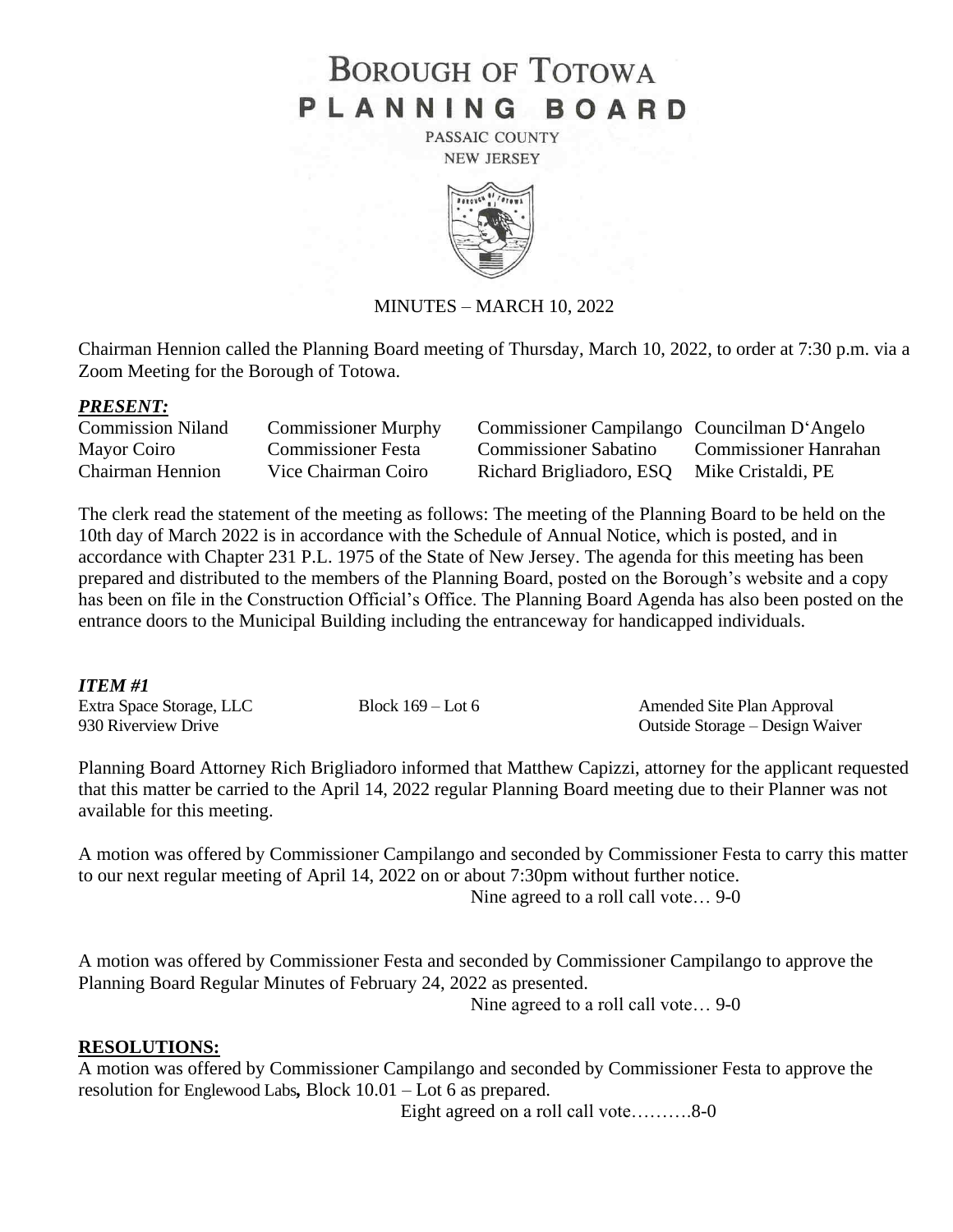# BOROUGH OF TOTOWA
# PLANNING BOARD

PASSAIC COUNTY
NEW JERSEY

MINUTES – MARCH 10, 2022

Chairman Hennion called the Planning Board meeting of Thursday, March 10, 2022, to order at 7:30 p.m. via a Zoom Meeting for the Borough of Totowa.

***PRESENT:***

| | | | |
|---|---|---|---|
| Commission Niland | Commissioner Murphy | Commissioner Campilango | Councilman D'Angelo |
| Mayor Coiro | Commissioner Festa | Commissioner Sabatino | Commissioner Hanrahan |
| Chairman Hennion | Vice Chairman Coiro | Richard Brigliadoro, ESQ | Mike Cristaldi, PE |

The clerk read the statement of the meeting as follows: The meeting of the Planning Board to be held on the 10th day of March 2022 is in accordance with the Schedule of Annual Notice, which is posted, and in accordance with Chapter 231 P.L. 1975 of the State of New Jersey. The agenda for this meeting has been prepared and distributed to the members of the Planning Board, posted on the Borough's website and a copy has been on file in the Construction Official's Office. The Planning Board Agenda has also been posted on the entrance doors to the Municipal Building including the entranceway for handicapped individuals.

***ITEM #1***

| | | |
|---|---|---|
| Extra Space Storage, LLC | Block 169 – Lot 6 | Amended Site Plan Approval |
| 930 Riverview Drive | | Outside Storage – Design Waiver |

Planning Board Attorney Rich Brigliadoro informed that Matthew Capizzi, attorney for the applicant requested that this matter be carried to the April 14, 2022 regular Planning Board meeting due to their Planner was not available for this meeting.

A motion was offered by Commissioner Campilango and seconded by Commissioner Festa to carry this matter to our next regular meeting of April 14, 2022 on or about 7:30pm without further notice.

Nine agreed to a roll call vote… 9-0

A motion was offered by Commissioner Festa and seconded by Commissioner Campilango to approve the Planning Board Regular Minutes of February 24, 2022 as presented.

Nine agreed to a roll call vote… 9-0

**RESOLUTIONS:**

A motion was offered by Commissioner Campilango and seconded by Commissioner Festa to approve the resolution for Englewood Labs**,** Block 10.01 – Lot 6 as prepared.

Eight agreed on a roll call vote……….8-0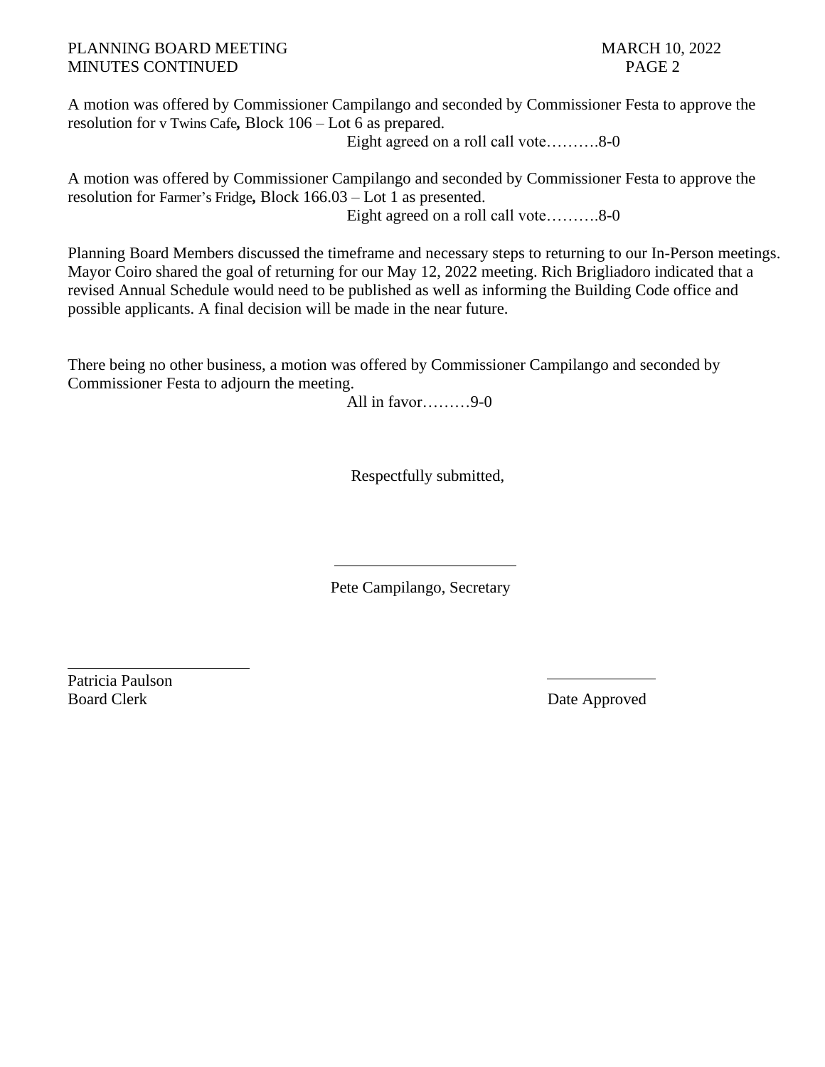A motion was offered by Commissioner Campilango and seconded by Commissioner Festa to approve the resolution for v Twins Cafe**,** Block 106 – Lot 6 as prepared.

Eight agreed on a roll call vote……….8-0

A motion was offered by Commissioner Campilango and seconded by Commissioner Festa to approve the resolution for Farmer's Fridge**,** Block 166.03 – Lot 1 as presented.

Eight agreed on a roll call vote……….8-0

Planning Board Members discussed the timeframe and necessary steps to returning to our In-Person meetings. Mayor Coiro shared the goal of returning for our May 12, 2022 meeting. Rich Brigliadoro indicated that a revised Annual Schedule would need to be published as well as informing the Building Code office and possible applicants. A final decision will be made in the near future.

There being no other business, a motion was offered by Commissioner Campilango and seconded by Commissioner Festa to adjourn the meeting.

All in favor………9-0

Respectfully submitted,

\_\_\_\_\_\_\_\_\_\_\_\_\_\_\_\_\_\_\_\_\_\_\_\_

Pete Campilango, Secretary

\_\_\_\_\_\_\_\_\_\_\_\_\_\_\_\_\_\_\_\_\_\_\_\_

Patricia Paulson
Board Clerk

\_\_\_\_\_\_\_\_\_\_\_\_\_\_

Date Approved